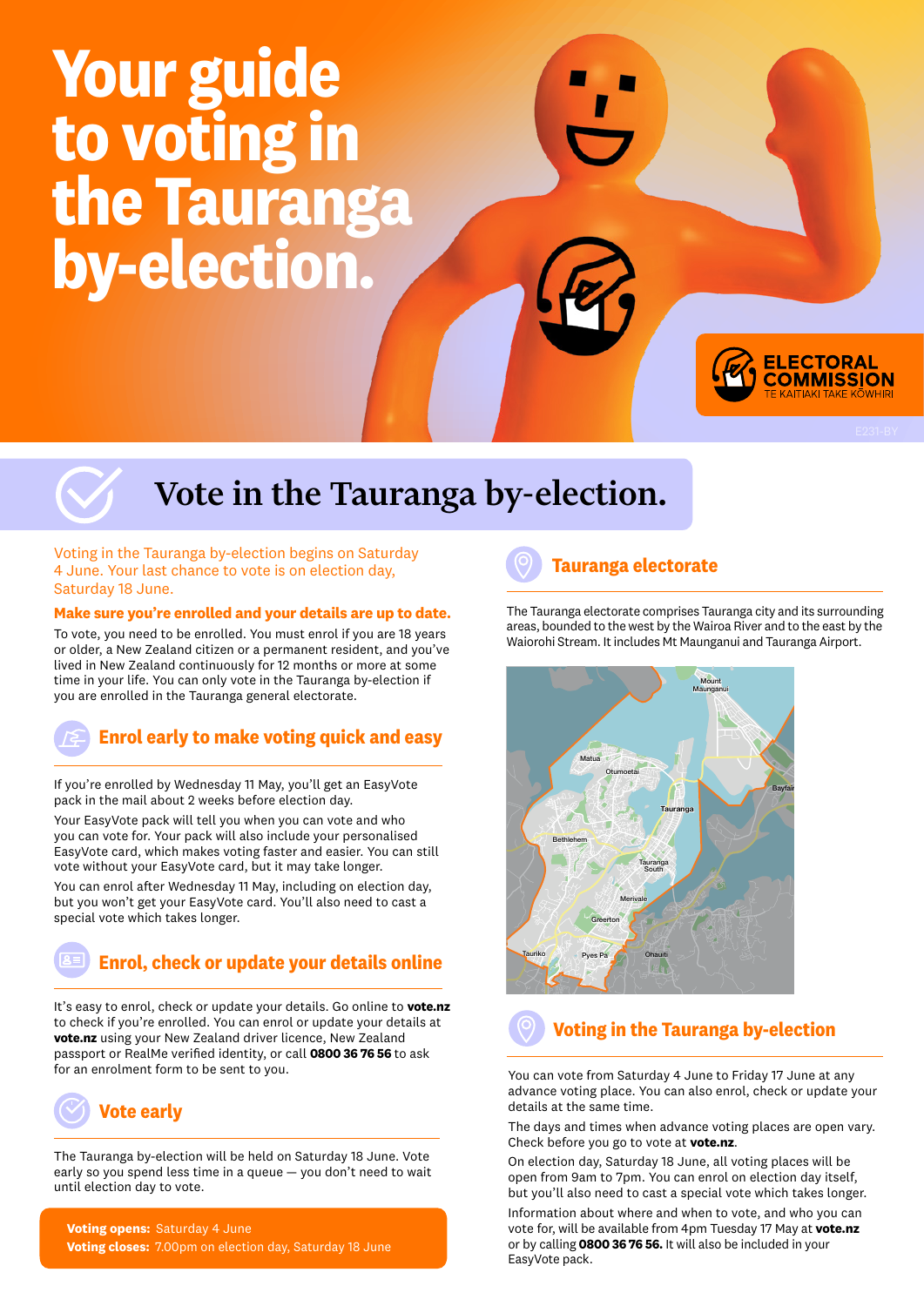# Your guide to voting in the Tauranga by-election.

ELECTORAL COMMISSION
TE KAITIAKI TAKE KŌWHIRI

E231-BY

## Vote in the Tauranga by-election.

Voting in the Tauranga by-election begins on Saturday 4 June. Your last chance to vote is on election day, Saturday 18 June.

**Make sure you're enrolled and your details are up to date.**

To vote, you need to be enrolled. You must enrol if you are 18 years or older, a New Zealand citizen or a permanent resident, and you've lived in New Zealand continuously for 12 months or more at some time in your life. You can only vote in the Tauranga by-election if you are enrolled in the Tauranga general electorate.

### Enrol early to make voting quick and easy

If you're enrolled by Wednesday 11 May, you'll get an EasyVote pack in the mail about 2 weeks before election day.

Your EasyVote pack will tell you when you can vote and who you can vote for. Your pack will also include your personalised EasyVote card, which makes voting faster and easier. You can still vote without your EasyVote card, but it may take longer.

You can enrol after Wednesday 11 May, including on election day, but you won't get your EasyVote card. You'll also need to cast a special vote which takes longer.

### Enrol, check or update your details online

It's easy to enrol, check or update your details. Go online to **vote.nz** to check if you're enrolled. You can enrol or update your details at **vote.nz** using your New Zealand driver licence, New Zealand passport or RealMe verified identity, or call **0800 36 76 56** to ask for an enrolment form to be sent to you.

### Vote early

The Tauranga by-election will be held on Saturday 18 June. Vote early so you spend less time in a queue — you don't need to wait until election day to vote.

**Voting opens:** Saturday 4 June
**Voting closes:** 7.00pm on election day, Saturday 18 June

### Tauranga electorate

The Tauranga electorate comprises Tauranga city and its surrounding areas, bounded to the west by the Wairoa River and to the east by the Waiorohi Stream. It includes Mt Maunganui and Tauranga Airport.

Mount Maunganui
Matua
Otumoetai
Bayfair
Tauranga
Bethlehem
Tauranga South
Merivale
Greerton
Tauriko
Pyes Pa
Ohauiti

### Voting in the Tauranga by-election

You can vote from Saturday 4 June to Friday 17 June at any advance voting place. You can also enrol, check or update your details at the same time.

The days and times when advance voting places are open vary. Check before you go to vote at **vote.nz**.

On election day, Saturday 18 June, all voting places will be open from 9am to 7pm. You can enrol on election day itself, but you'll also need to cast a special vote which takes longer.

Information about where and when to vote, and who you can vote for, will be available from 4pm Tuesday 17 May at **vote.nz** or by calling **0800 36 76 56.** It will also be included in your EasyVote pack.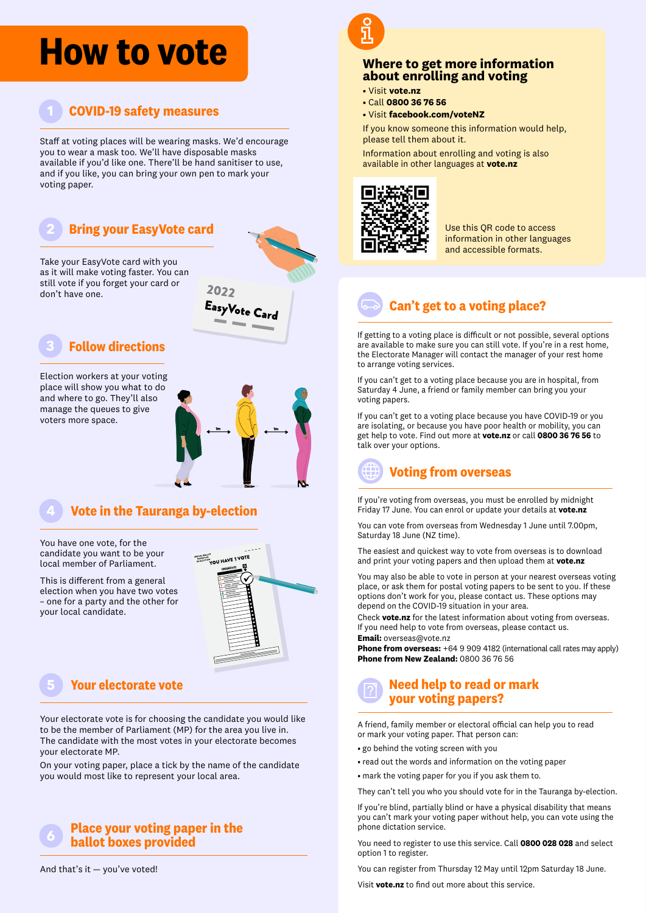# How to vote

## 1 COVID-19 safety measures

Staff at voting places will be wearing masks. We'd encourage you to wear a mask too. We'll have disposable masks available if you'd like one. There'll be hand sanitiser to use, and if you like, you can bring your own pen to mark your voting paper.

## 2 Bring your EasyVote card

Take your EasyVote card with you as it will make voting faster. You can still vote if you forget your card or don't have one.

## 3 Follow directions

Election workers at your voting place will show you what to do and where to go. They'll also manage the queues to give voters more space.

## 4 Vote in the Tauranga by-election

You have one vote, for the candidate you want to be your local member of Parliament.

This is different from a general election when you have two votes – one for a party and the other for your local candidate.

## 5 Your electorate vote

Your electorate vote is for choosing the candidate you would like to be the member of Parliament (MP) for the area you live in. The candidate with the most votes in your electorate becomes your electorate MP.

On your voting paper, place a tick by the name of the candidate you would most like to represent your local area.

## 6 Place your voting paper in the ballot boxes provided

And that's it — you've voted!

## Where to get more information about enrolling and voting

- Visit **vote.nz**
- Call **0800 36 76 56**
- Visit **facebook.com/voteNZ**

If you know someone this information would help, please tell them about it.

Information about enrolling and voting is also available in other languages at **vote.nz**

Use this QR code to access information in other languages and accessible formats.

## Can't get to a voting place?

If getting to a voting place is difficult or not possible, several options are available to make sure you can still vote. If you're in a rest home, the Electorate Manager will contact the manager of your rest home to arrange voting services.

If you can't get to a voting place because you are in hospital, from Saturday 4 June, a friend or family member can bring you your voting papers.

If you can't get to a voting place because you have COVID-19 or you are isolating, or because you have poor health or mobility, you can get help to vote. Find out more at **vote.nz** or call **0800 36 76 56** to talk over your options.

## Voting from overseas

If you're voting from overseas, you must be enrolled by midnight Friday 17 June. You can enrol or update your details at **vote.nz**

You can vote from overseas from Wednesday 1 June until 7.00pm, Saturday 18 June (NZ time).

The easiest and quickest way to vote from overseas is to download and print your voting papers and then upload them at **vote.nz**

You may also be able to vote in person at your nearest overseas voting place, or ask them for postal voting papers to be sent to you. If these options don't work for you, please contact us. These options may depend on the COVID-19 situation in your area.

Check **vote.nz** for the latest information about voting from overseas. If you need help to vote from overseas, please contact us.

**Email:** overseas@vote.nz

**Phone from overseas:** +64 9 909 4182 (international call rates may apply)

**Phone from New Zealand:** 0800 36 76 56

## Need help to read or mark your voting papers?

A friend, family member or electoral official can help you to read or mark your voting paper. That person can:

- go behind the voting screen with you
- read out the words and information on the voting paper
- mark the voting paper for you if you ask them to.

They can't tell you who you should vote for in the Tauranga by-election.

If you're blind, partially blind or have a physical disability that means you can't mark your voting paper without help, you can vote using the phone dictation service.

You need to register to use this service. Call **0800 028 028** and select option 1 to register.

You can register from Thursday 12 May until 12pm Saturday 18 June.

Visit **vote.nz** to find out more about this service.